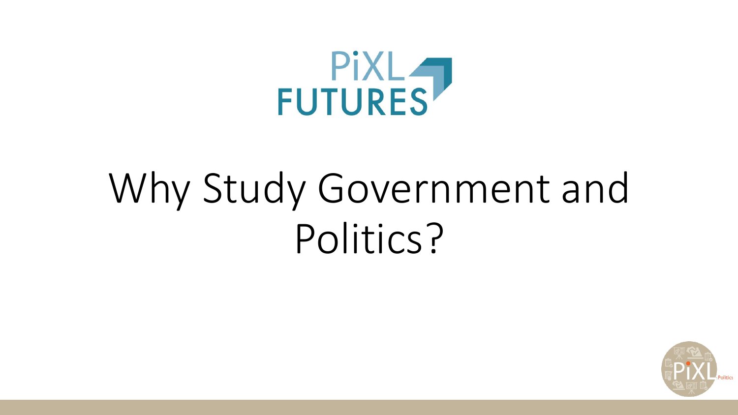PiXL FUTURES

# Why Study Government and Politics?

PiXL Politics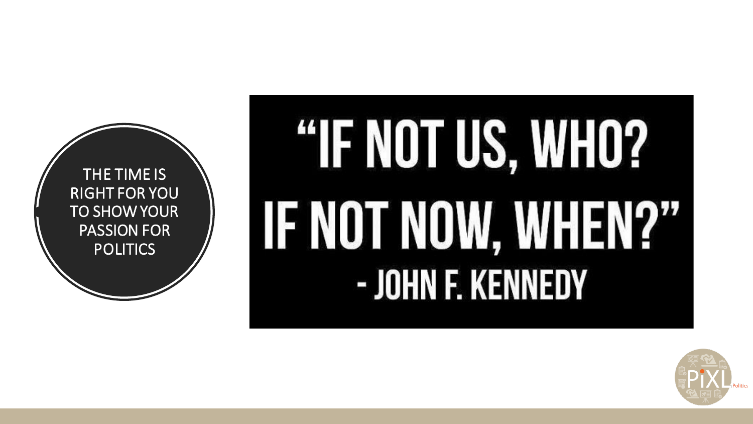THE TIME IS RIGHT FOR YOU TO SHOW YOUR PASSION FOR POLITICS

# "IF NOT US, WHO? IF NOT NOW, WHEN?"

- JOHN F. KENNEDY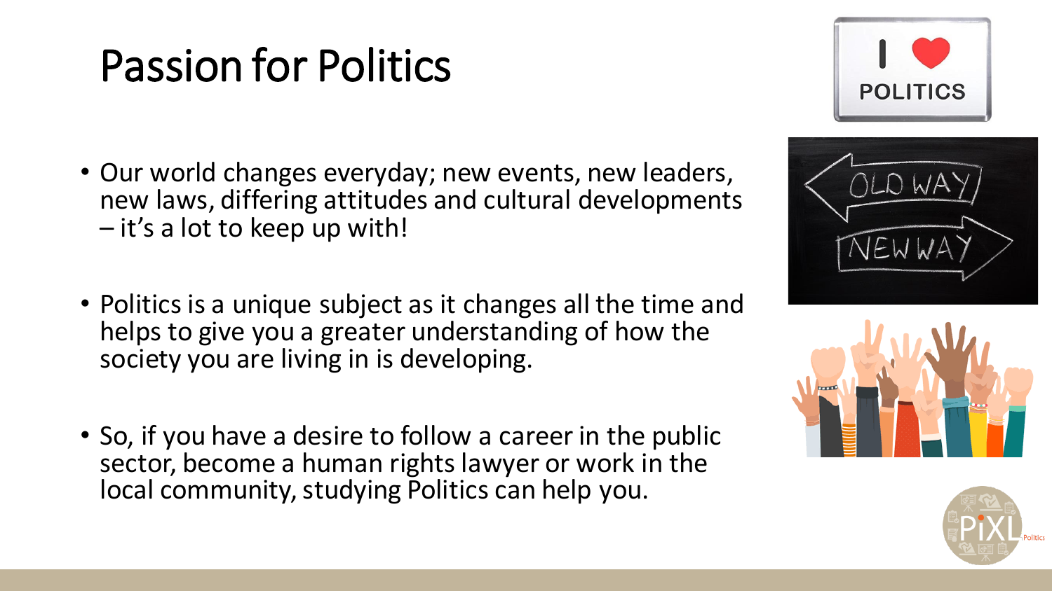# Passion for Politics

- Our world changes everyday; new events, new leaders, new laws, differing attitudes and cultural developments – it's a lot to keep up with!

- Politics is a unique subject as it changes all the time and helps to give you a greater understanding of how the society you are living in is developing.

- So, if you have a desire to follow a career in the public sector, become a human rights lawyer or work in the local community, studying Politics can help you.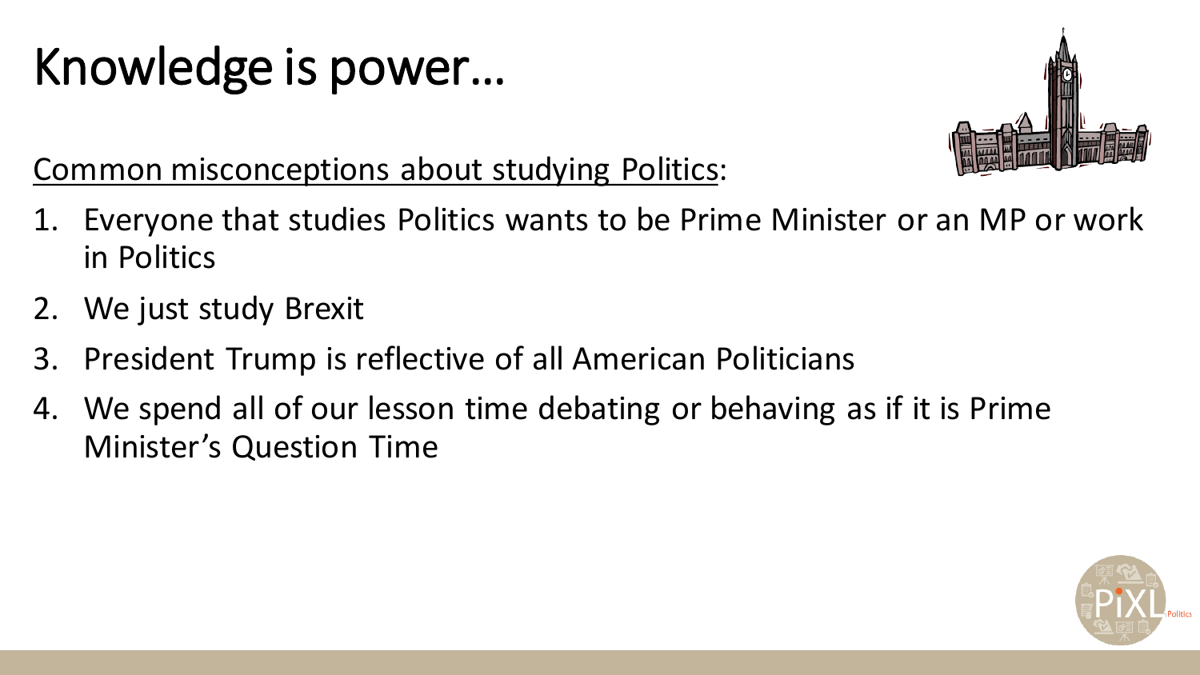# Knowledge is power…

<u>Common misconceptions about studying Politics</u>:

1. Everyone that studies Politics wants to be Prime Minister or an MP or work in Politics
2. We just study Brexit
3. President Trump is reflective of all American Politicians
4. We spend all of our lesson time debating or behaving as if it is Prime Minister's Question Time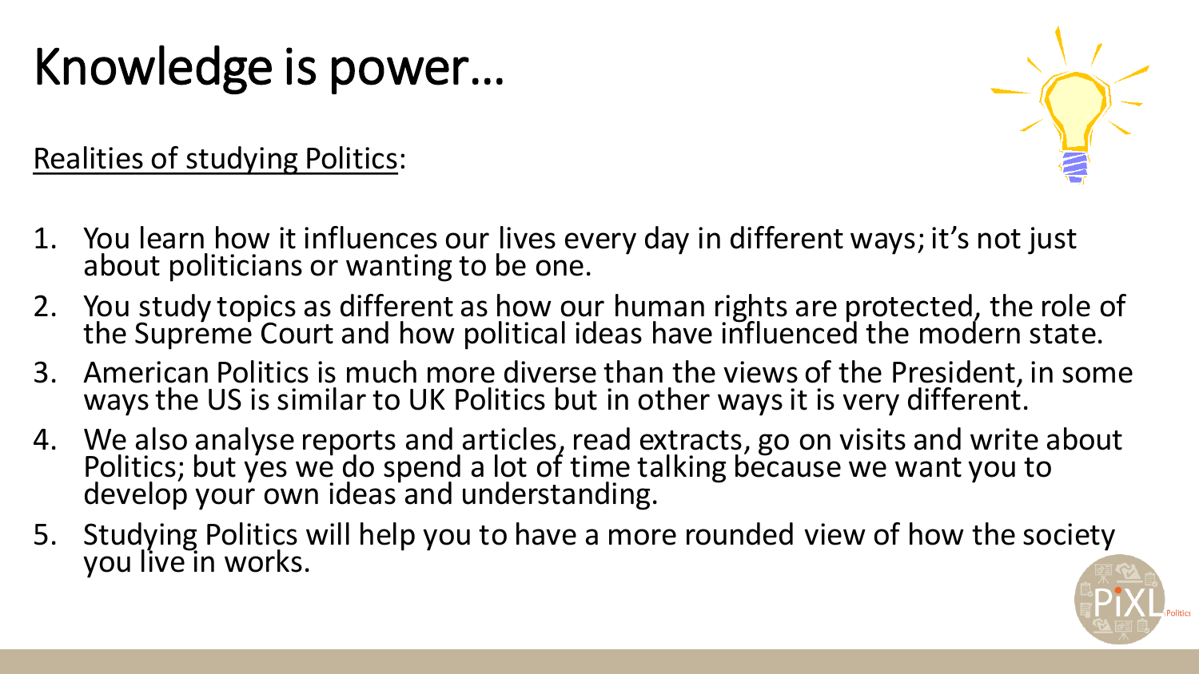# Knowledge is power…

<u>Realities of studying Politics</u>:

1. You learn how it influences our lives every day in different ways; it's not just about politicians or wanting to be one.
2. You study topics as different as how our human rights are protected, the role of the Supreme Court and how political ideas have influenced the modern state.
3. American Politics is much more diverse than the views of the President, in some ways the US is similar to UK Politics but in other ways it is very different.
4. We also analyse reports and articles, read extracts, go on visits and write about Politics; but yes we do spend a lot of time talking because we want you to develop your own ideas and understanding.
5. Studying Politics will help you to have a more rounded view of how the society you live in works.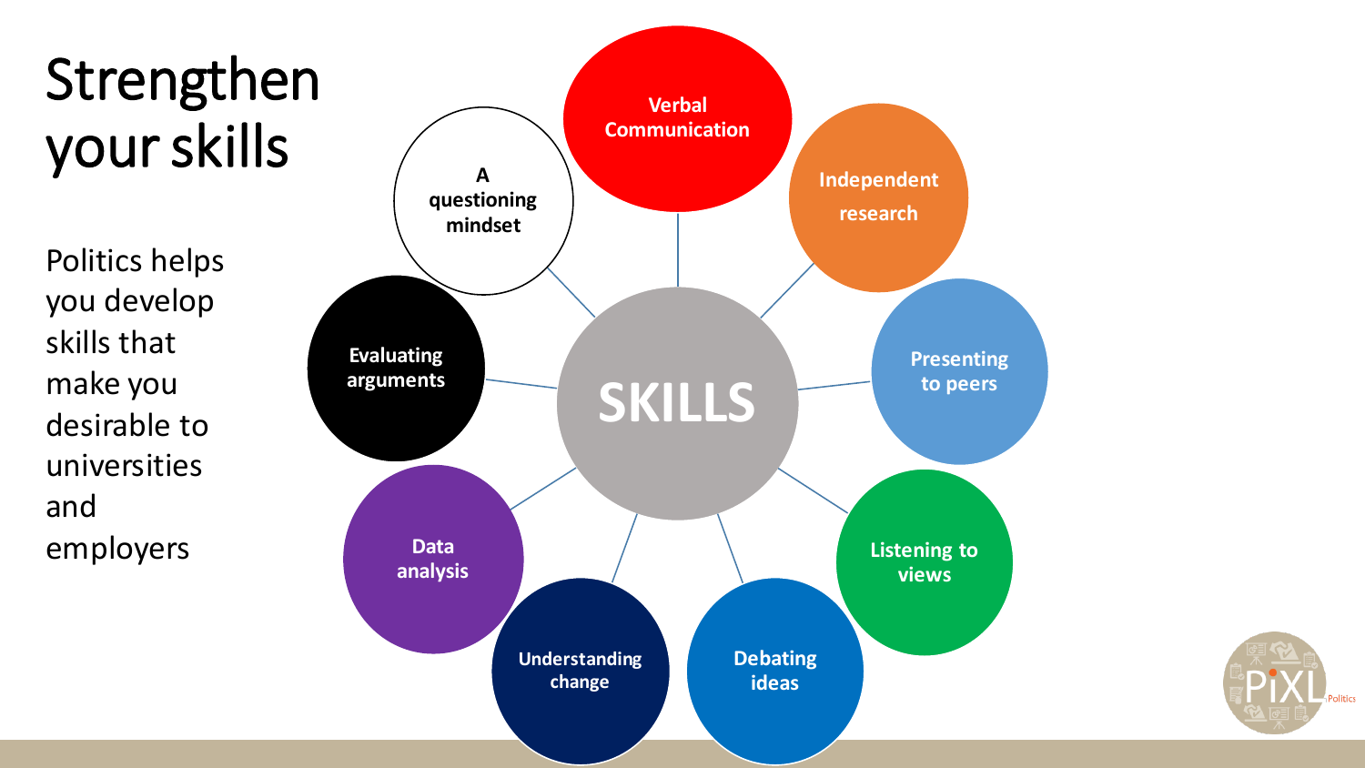# Strengthen your skills

Politics helps you develop skills that make you desirable to universities and employers

**SKILLS**

- Verbal Communication
- Independent research
- Presenting to peers
- Listening to views
- Debating ideas
- Understanding change
- Data analysis
- Evaluating arguments
- A questioning mindset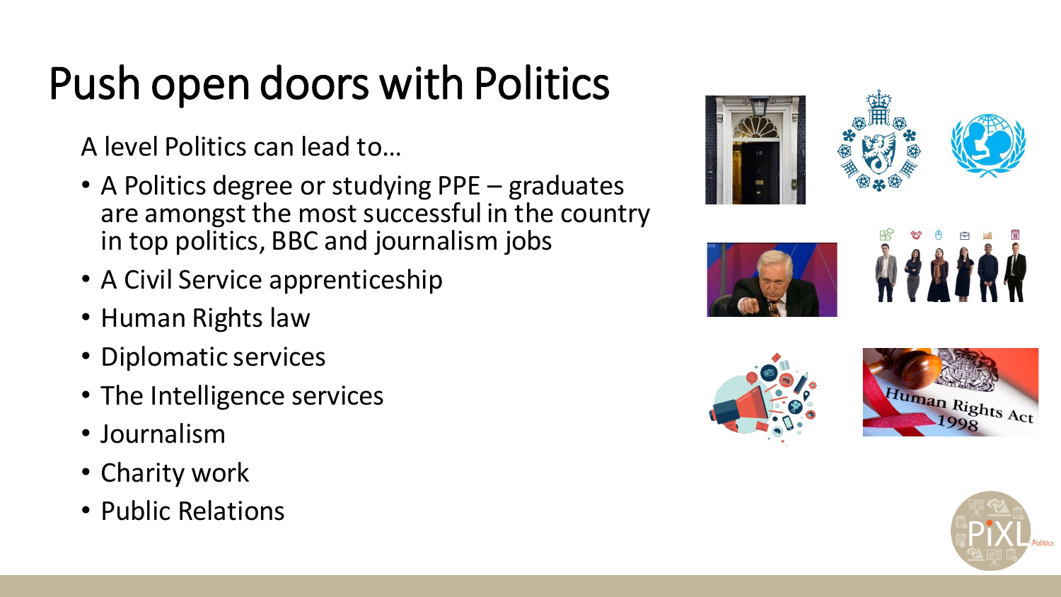# Push open doors with Politics

A level Politics can lead to…

- A Politics degree or studying PPE – graduates are amongst the most successful in the country in top politics, BBC and journalism jobs
- A Civil Service apprenticeship
- Human Rights law
- Diplomatic services
- The Intelligence services
- Journalism
- Charity work
- Public Relations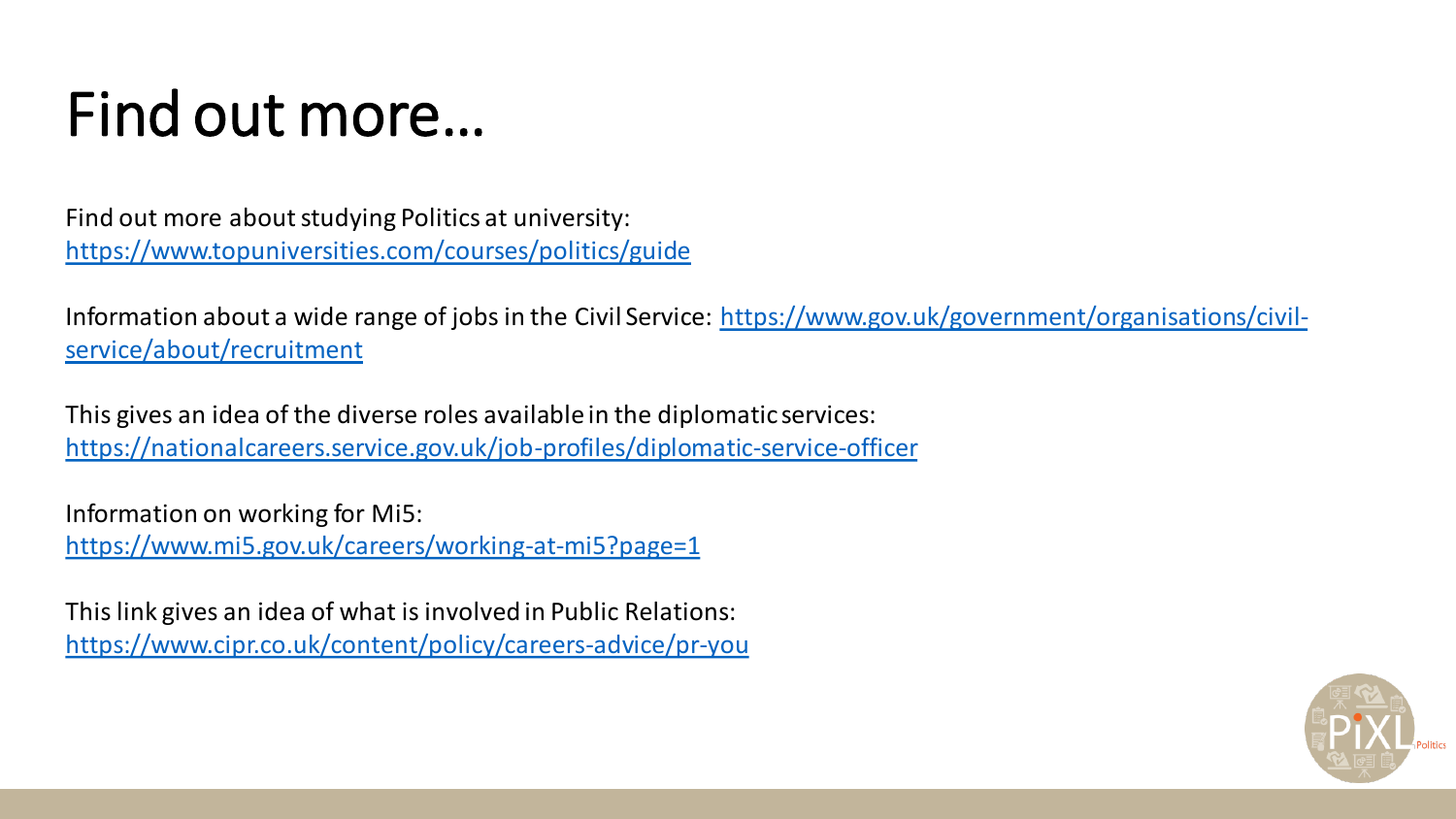# Find out more…

Find out more about studying Politics at university:
https://www.topuniversities.com/courses/politics/guide

Information about a wide range of jobs in the Civil Service: https://www.gov.uk/government/organisations/civil-service/about/recruitment

This gives an idea of the diverse roles available in the diplomatic services:
https://nationalcareers.service.gov.uk/job-profiles/diplomatic-service-officer

Information on working for Mi5:
https://www.mi5.gov.uk/careers/working-at-mi5?page=1

This link gives an idea of what is involved in Public Relations:
https://www.cipr.co.uk/content/policy/careers-advice/pr-you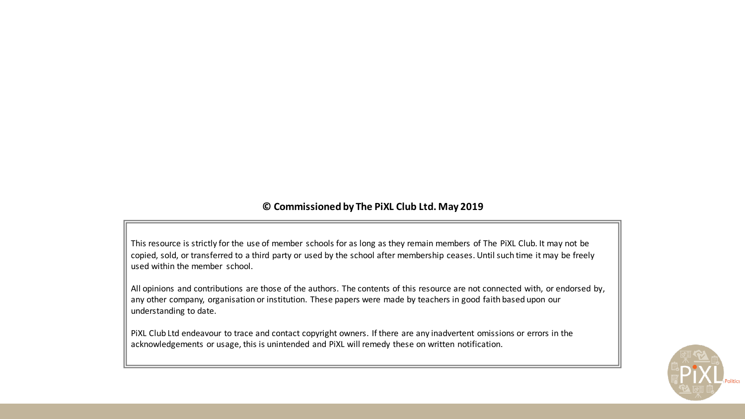**© Commissioned by The PiXL Club Ltd. May 2019**

This resource is strictly for the use of member schools for as long as they remain members of The PiXL Club. It may not be copied, sold, or transferred to a third party or used by the school after membership ceases. Until such time it may be freely used within the member school.

All opinions and contributions are those of the authors. The contents of this resource are not connected with, or endorsed by, any other company, organisation or institution. These papers were made by teachers in good faith based upon our understanding to date.

PiXL Club Ltd endeavour to trace and contact copyright owners. If there are any inadvertent omissions or errors in the acknowledgements or usage, this is unintended and PiXL will remedy these on written notification.